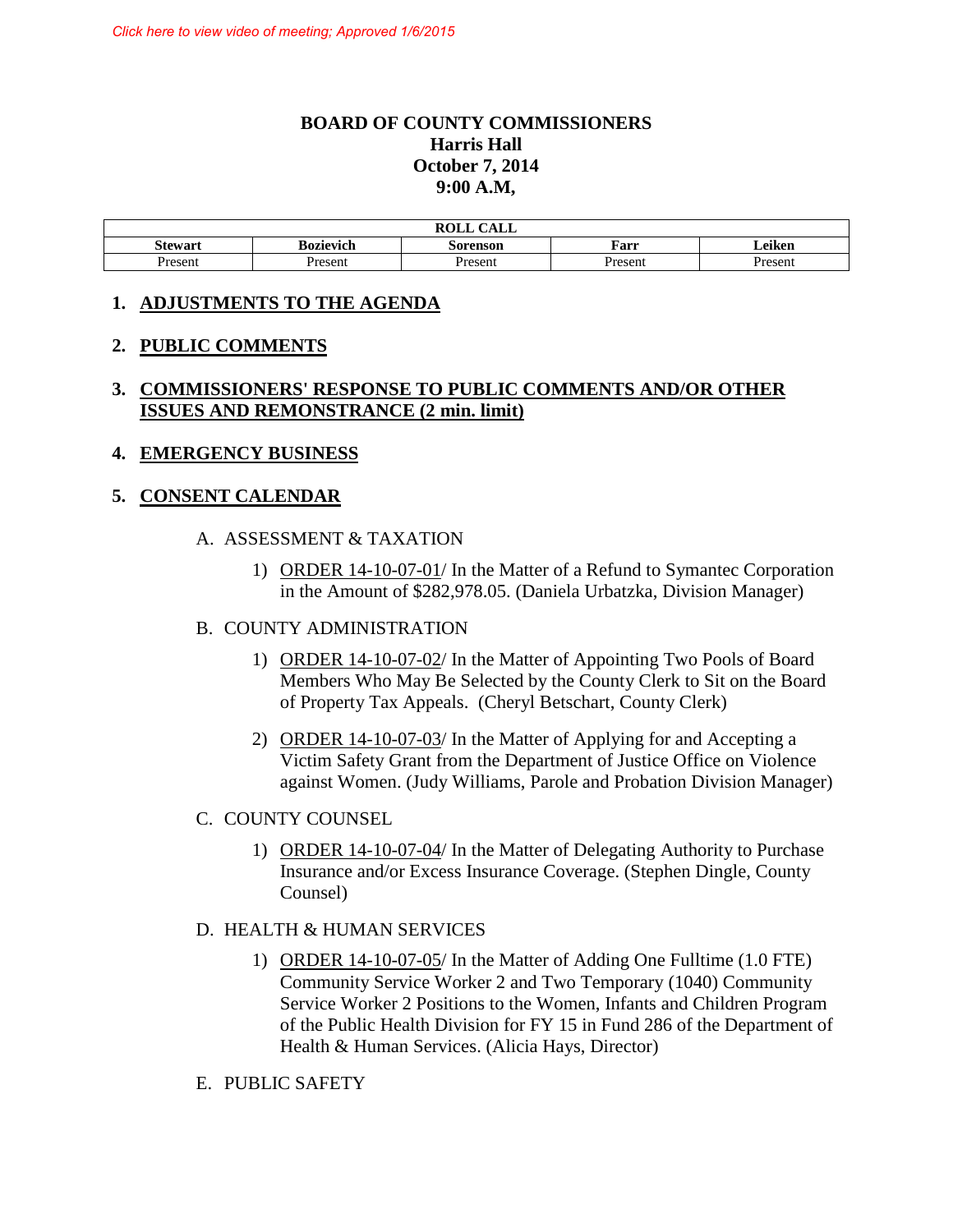*Click here to view video of meeting; Approved 1/6/2015*

# BOARD OF COUNTY COMMISSIONERS
## Harris Hall
## October 7, 2014
## 9:00 A.M,

| ROLL CALL | | | | |
|---|---|---|---|---|
| **Stewart** | **Bozievich** | **Sorenson** | **Farr** | **Leiken** |
| Present | Present | Present | Present | Present |

### 1. ADJUSTMENTS TO THE AGENDA

### 2. PUBLIC COMMENTS

### 3. COMMISSIONERS' RESPONSE TO PUBLIC COMMENTS AND/OR OTHER ISSUES AND REMONSTRANCE (2 min. limit)

### 4. EMERGENCY BUSINESS

### 5. CONSENT CALENDAR

A. ASSESSMENT & TAXATION

1) ORDER 14-10-07-01/ In the Matter of a Refund to Symantec Corporation in the Amount of $282,978.05. (Daniela Urbatzka, Division Manager)

B. COUNTY ADMINISTRATION

1) ORDER 14-10-07-02/ In the Matter of Appointing Two Pools of Board Members Who May Be Selected by the County Clerk to Sit on the Board of Property Tax Appeals. (Cheryl Betschart, County Clerk)

2) ORDER 14-10-07-03/ In the Matter of Applying for and Accepting a Victim Safety Grant from the Department of Justice Office on Violence against Women. (Judy Williams, Parole and Probation Division Manager)

C. COUNTY COUNSEL

1) ORDER 14-10-07-04/ In the Matter of Delegating Authority to Purchase Insurance and/or Excess Insurance Coverage. (Stephen Dingle, County Counsel)

D. HEALTH & HUMAN SERVICES

1) ORDER 14-10-07-05/ In the Matter of Adding One Fulltime (1.0 FTE) Community Service Worker 2 and Two Temporary (1040) Community Service Worker 2 Positions to the Women, Infants and Children Program of the Public Health Division for FY 15 in Fund 286 of the Department of Health & Human Services. (Alicia Hays, Director)

E. PUBLIC SAFETY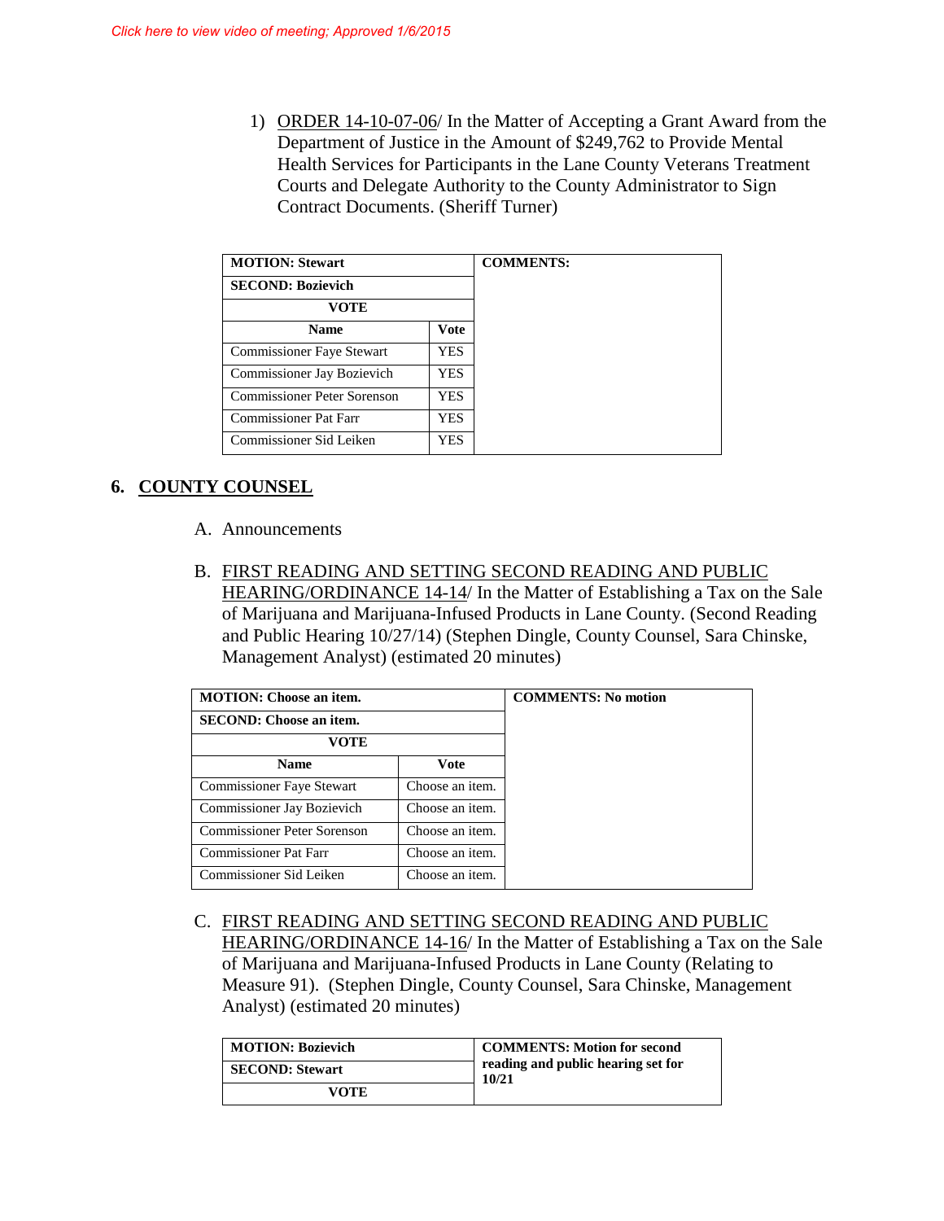*Click here to view video of meeting; Approved 1/6/2015*

1) ORDER 14-10-07-06/ In the Matter of Accepting a Grant Award from the Department of Justice in the Amount of $249,762 to Provide Mental Health Services for Participants in the Lane County Veterans Treatment Courts and Delegate Authority to the County Administrator to Sign Contract Documents. (Sheriff Turner)

| **MOTION: Stewart** | | **COMMENTS:** |
|---|---|---|
| **SECOND: Bozievich** | | |
| **VOTE** | | |
| **Name** | **Vote** | |
| Commissioner Faye Stewart | YES | |
| Commissioner Jay Bozievich | YES | |
| Commissioner Peter Sorenson | YES | |
| Commissioner Pat Farr | YES | |
| Commissioner Sid Leiken | YES | |

## 6. COUNTY COUNSEL

A. Announcements

B. FIRST READING AND SETTING SECOND READING AND PUBLIC HEARING/ORDINANCE 14-14/ In the Matter of Establishing a Tax on the Sale of Marijuana and Marijuana-Infused Products in Lane County. (Second Reading and Public Hearing 10/27/14) (Stephen Dingle, County Counsel, Sara Chinske, Management Analyst) (estimated 20 minutes)

| **MOTION: Choose an item.** | | **COMMENTS: No motion** |
|---|---|---|
| **SECOND: Choose an item.** | | |
| **VOTE** | | |
| **Name** | **Vote** | |
| Commissioner Faye Stewart | Choose an item. | |
| Commissioner Jay Bozievich | Choose an item. | |
| Commissioner Peter Sorenson | Choose an item. | |
| Commissioner Pat Farr | Choose an item. | |
| Commissioner Sid Leiken | Choose an item. | |

C. FIRST READING AND SETTING SECOND READING AND PUBLIC HEARING/ORDINANCE 14-16/ In the Matter of Establishing a Tax on the Sale of Marijuana and Marijuana-Infused Products in Lane County (Relating to Measure 91). (Stephen Dingle, County Counsel, Sara Chinske, Management Analyst) (estimated 20 minutes)

| **MOTION: Bozievich** | **COMMENTS: Motion for second reading and public hearing set for 10/21** |
|---|---|
| **SECOND: Stewart** | |
| **VOTE** | |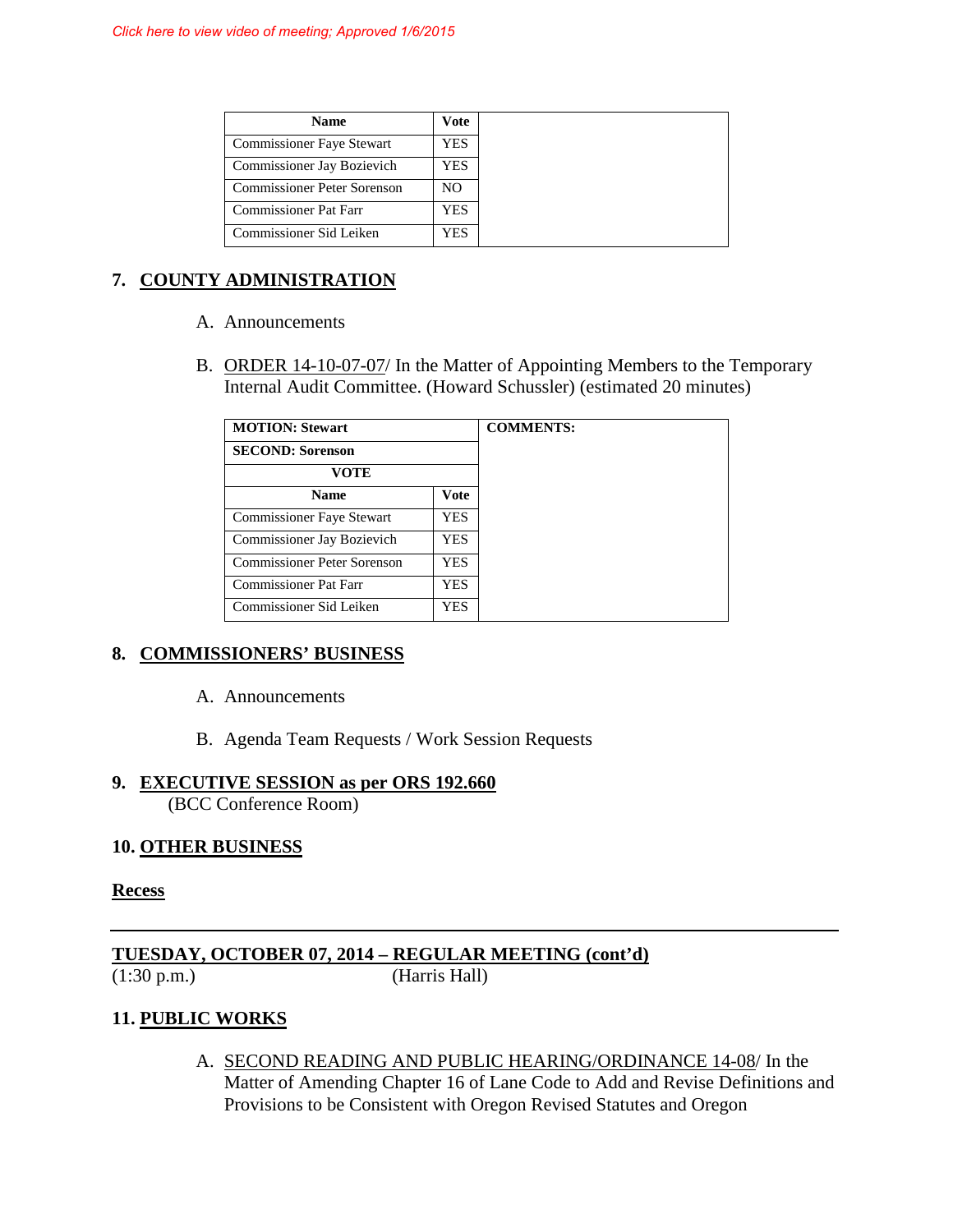*Click here to view video of meeting; Approved 1/6/2015*

| Name | Vote | |
|---|---|---|
| Commissioner Faye Stewart | YES | |
| Commissioner Jay Bozievich | YES | |
| Commissioner Peter Sorenson | NO | |
| Commissioner Pat Farr | YES | |
| Commissioner Sid Leiken | YES | |

## 7. COUNTY ADMINISTRATION

A. Announcements

B. ORDER 14-10-07-07/ In the Matter of Appointing Members to the Temporary Internal Audit Committee. (Howard Schussler) (estimated 20 minutes)

| **MOTION: Stewart** | | **COMMENTS:** |
|---|---|---|
| **SECOND: Sorenson** | | |
| **VOTE** | | |
| **Name** | **Vote** | |
| Commissioner Faye Stewart | YES | |
| Commissioner Jay Bozievich | YES | |
| Commissioner Peter Sorenson | YES | |
| Commissioner Pat Farr | YES | |
| Commissioner Sid Leiken | YES | |

## 8. COMMISSIONERS' BUSINESS

A. Announcements

B. Agenda Team Requests / Work Session Requests

## 9. EXECUTIVE SESSION as per ORS 192.660
(BCC Conference Room)

## 10. OTHER BUSINESS

**Recess**

---

**TUESDAY, OCTOBER 07, 2014 – REGULAR MEETING (cont'd)**
(1:30 p.m.) (Harris Hall)

## 11. PUBLIC WORKS

A. SECOND READING AND PUBLIC HEARING/ORDINANCE 14-08/ In the Matter of Amending Chapter 16 of Lane Code to Add and Revise Definitions and Provisions to be Consistent with Oregon Revised Statutes and Oregon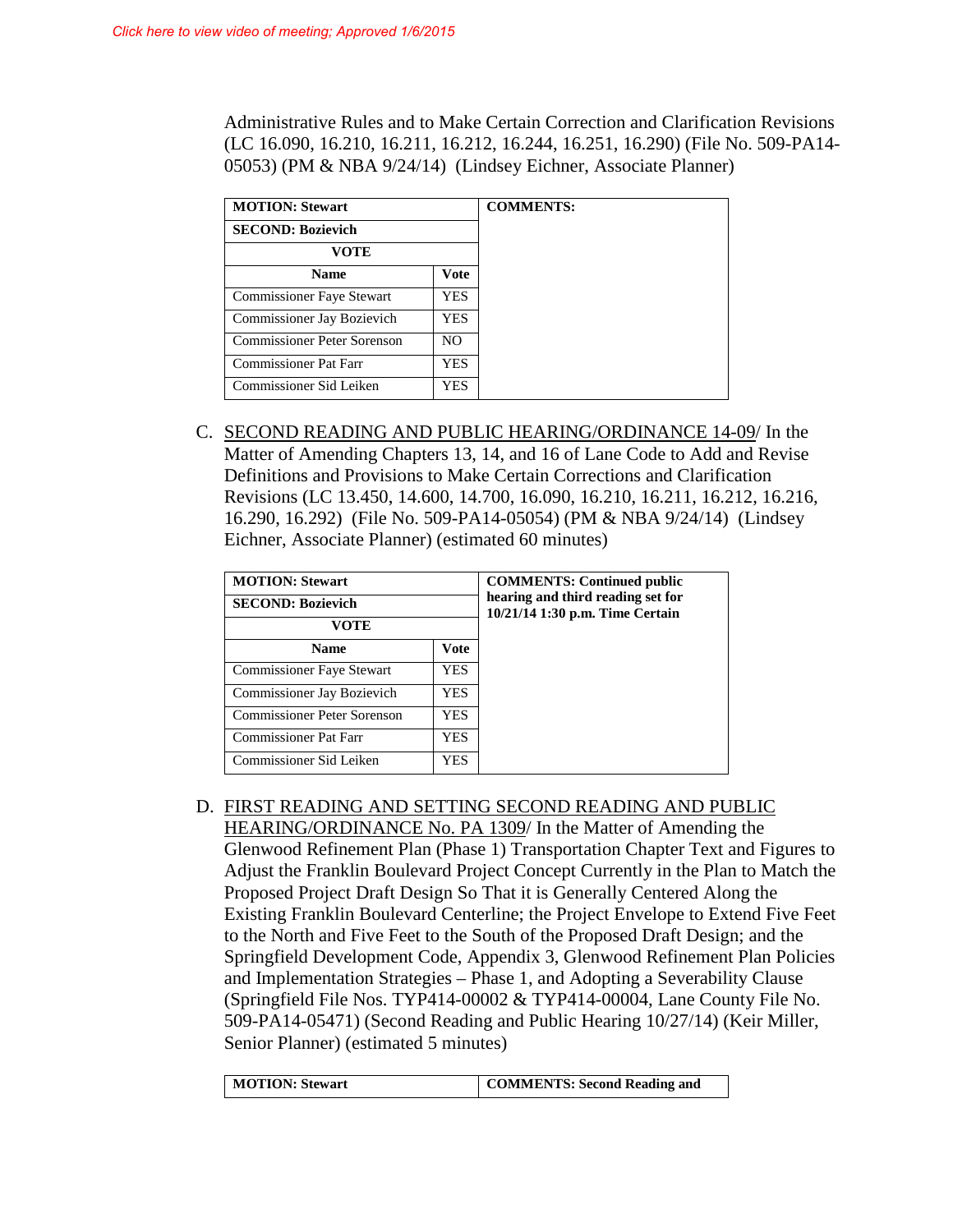*Click here to view video of meeting; Approved 1/6/2015*

Administrative Rules and to Make Certain Correction and Clarification Revisions (LC 16.090, 16.210, 16.211, 16.212, 16.244, 16.251, 16.290) (File No. 509-PA14-05053) (PM & NBA 9/24/14) (Lindsey Eichner, Associate Planner)

| **MOTION: Stewart** | | **COMMENTS:** |
|---|---|---|
| **SECOND: Bozievich** | | |
| **VOTE** | | |
| **Name** | **Vote** | |
| Commissioner Faye Stewart | YES | |
| Commissioner Jay Bozievich | YES | |
| Commissioner Peter Sorenson | NO | |
| Commissioner Pat Farr | YES | |
| Commissioner Sid Leiken | YES | |

C. <u>SECOND READING AND PUBLIC HEARING/ORDINANCE 14-09</u>/ In the Matter of Amending Chapters 13, 14, and 16 of Lane Code to Add and Revise Definitions and Provisions to Make Certain Corrections and Clarification Revisions (LC 13.450, 14.600, 14.700, 16.090, 16.210, 16.211, 16.212, 16.216, 16.290, 16.292) (File No. 509-PA14-05054) (PM & NBA 9/24/14) (Lindsey Eichner, Associate Planner) (estimated 60 minutes)

| **MOTION: Stewart** | | **COMMENTS: Continued public hearing and third reading set for 10/21/14 1:30 p.m. Time Certain** |
|---|---|---|
| **SECOND: Bozievich** | | |
| **VOTE** | | |
| **Name** | **Vote** | |
| Commissioner Faye Stewart | YES | |
| Commissioner Jay Bozievich | YES | |
| Commissioner Peter Sorenson | YES | |
| Commissioner Pat Farr | YES | |
| Commissioner Sid Leiken | YES | |

D. <u>FIRST READING AND SETTING SECOND READING AND PUBLIC HEARING/ORDINANCE No. PA 1309</u>/ In the Matter of Amending the Glenwood Refinement Plan (Phase 1) Transportation Chapter Text and Figures to Adjust the Franklin Boulevard Project Concept Currently in the Plan to Match the Proposed Project Draft Design So That it is Generally Centered Along the Existing Franklin Boulevard Centerline; the Project Envelope to Extend Five Feet to the North and Five Feet to the South of the Proposed Draft Design; and the Springfield Development Code, Appendix 3, Glenwood Refinement Plan Policies and Implementation Strategies – Phase 1, and Adopting a Severability Clause (Springfield File Nos. TYP414-00002 & TYP414-00004, Lane County File No. 509-PA14-05471) (Second Reading and Public Hearing 10/27/14) (Keir Miller, Senior Planner) (estimated 5 minutes)

| **MOTION: Stewart** | **COMMENTS: Second Reading and** |
|---|---|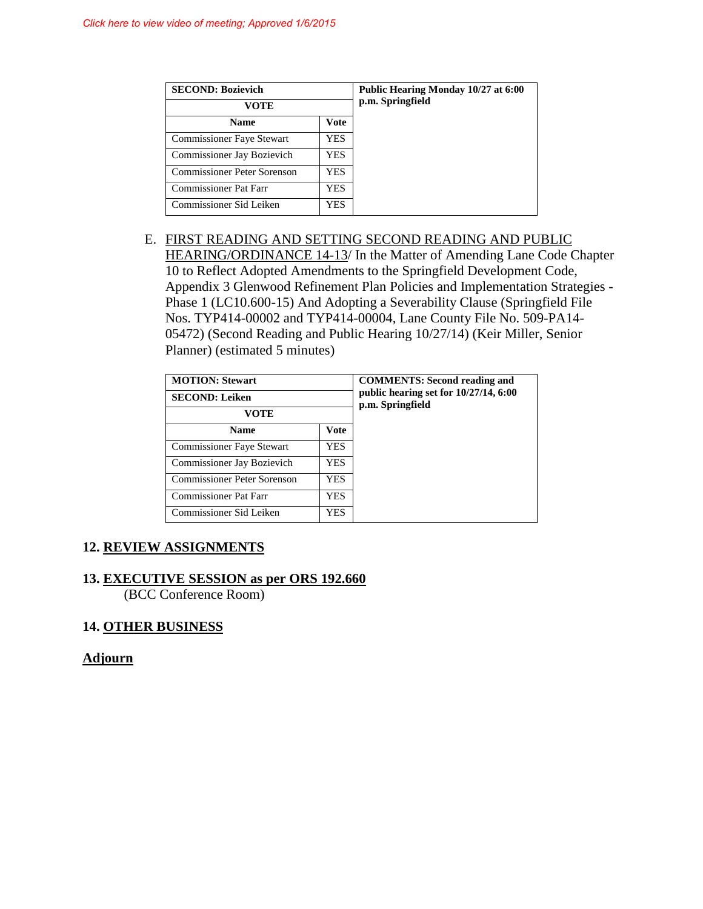*Click here to view video of meeting; Approved 1/6/2015*

| SECOND: Bozievich | | Public Hearing Monday 10/27 at 6:00 p.m. Springfield |
|---|---|---|
| **VOTE** | | |
| **Name** | **Vote** | |
| Commissioner Faye Stewart | YES | |
| Commissioner Jay Bozievich | YES | |
| Commissioner Peter Sorenson | YES | |
| Commissioner Pat Farr | YES | |
| Commissioner Sid Leiken | YES | |

E. FIRST READING AND SETTING SECOND READING AND PUBLIC HEARING/ORDINANCE 14-13/ In the Matter of Amending Lane Code Chapter 10 to Reflect Adopted Amendments to the Springfield Development Code, Appendix 3 Glenwood Refinement Plan Policies and Implementation Strategies - Phase 1 (LC10.600-15) And Adopting a Severability Clause (Springfield File Nos. TYP414-00002 and TYP414-00004, Lane County File No. 509-PA14-05472) (Second Reading and Public Hearing 10/27/14) (Keir Miller, Senior Planner) (estimated 5 minutes)

| MOTION: Stewart | | COMMENTS: Second reading and public hearing set for 10/27/14, 6:00 p.m. Springfield |
|---|---|---|
| **SECOND: Leiken** | | |
| **VOTE** | | |
| **Name** | **Vote** | |
| Commissioner Faye Stewart | YES | |
| Commissioner Jay Bozievich | YES | |
| Commissioner Peter Sorenson | YES | |
| Commissioner Pat Farr | YES | |
| Commissioner Sid Leiken | YES | |

## 12. REVIEW ASSIGNMENTS

## 13. EXECUTIVE SESSION as per ORS 192.660

(BCC Conference Room)

## 14. OTHER BUSINESS

## Adjourn